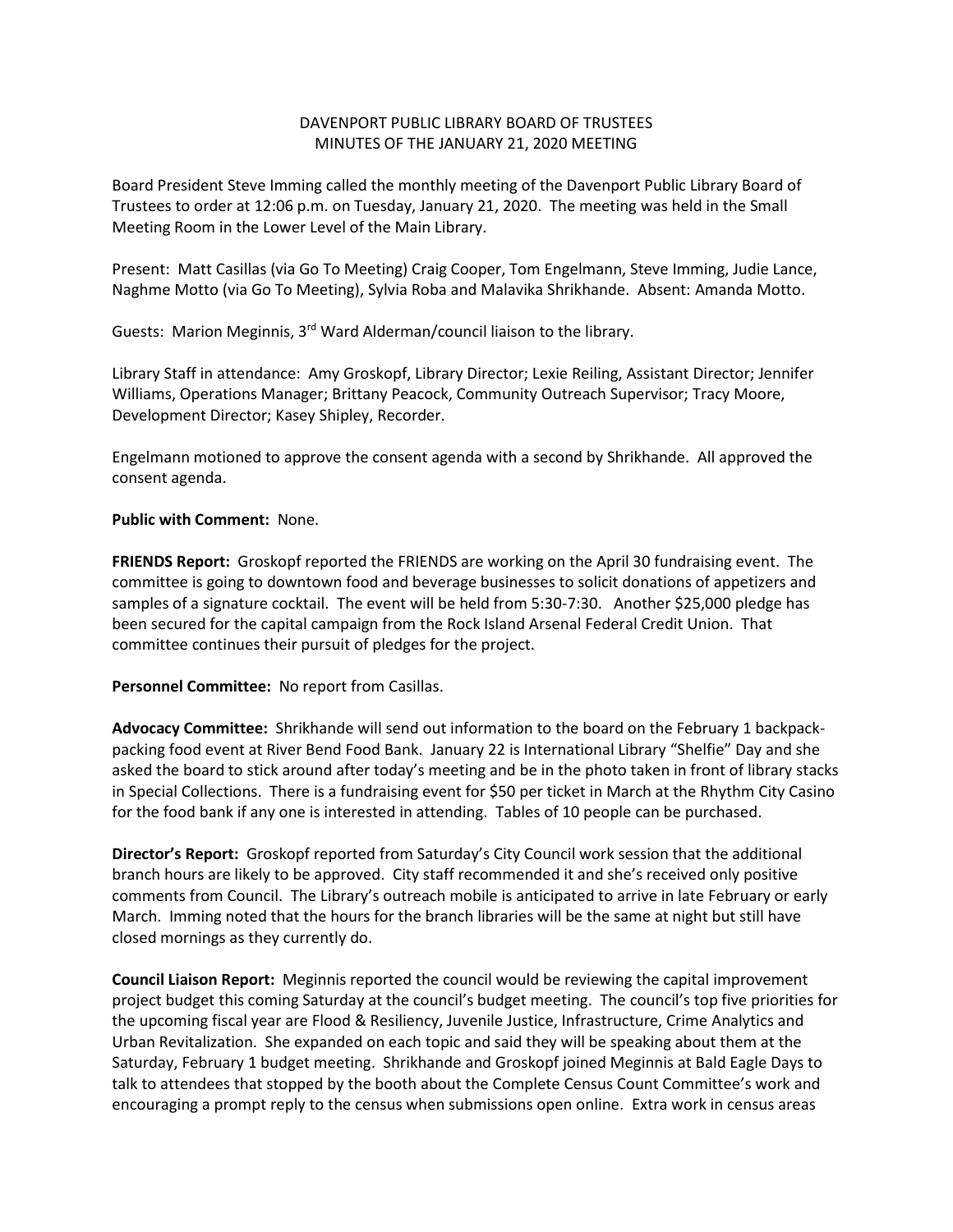DAVENPORT PUBLIC LIBRARY BOARD OF TRUSTEES
MINUTES OF THE JANUARY 21, 2020 MEETING

Board President Steve Imming called the monthly meeting of the Davenport Public Library Board of Trustees to order at 12:06 p.m. on Tuesday, January 21, 2020. The meeting was held in the Small Meeting Room in the Lower Level of the Main Library.

Present: Matt Casillas (via Go To Meeting) Craig Cooper, Tom Engelmann, Steve Imming, Judie Lance, Naghme Motto (via Go To Meeting), Sylvia Roba and Malavika Shrikhande. Absent: Amanda Motto.

Guests: Marion Meginnis, 3rd Ward Alderman/council liaison to the library.

Library Staff in attendance: Amy Groskopf, Library Director; Lexie Reiling, Assistant Director; Jennifer Williams, Operations Manager; Brittany Peacock, Community Outreach Supervisor; Tracy Moore, Development Director; Kasey Shipley, Recorder.

Engelmann motioned to approve the consent agenda with a second by Shrikhande. All approved the consent agenda.

**Public with Comment:** None.

**FRIENDS Report:** Groskopf reported the FRIENDS are working on the April 30 fundraising event. The committee is going to downtown food and beverage businesses to solicit donations of appetizers and samples of a signature cocktail. The event will be held from 5:30-7:30. Another $25,000 pledge has been secured for the capital campaign from the Rock Island Arsenal Federal Credit Union. That committee continues their pursuit of pledges for the project.

**Personnel Committee:** No report from Casillas.

**Advocacy Committee:** Shrikhande will send out information to the board on the February 1 backpack-packing food event at River Bend Food Bank. January 22 is International Library "Shelfie" Day and she asked the board to stick around after today's meeting and be in the photo taken in front of library stacks in Special Collections. There is a fundraising event for $50 per ticket in March at the Rhythm City Casino for the food bank if any one is interested in attending. Tables of 10 people can be purchased.

**Director's Report:** Groskopf reported from Saturday's City Council work session that the additional branch hours are likely to be approved. City staff recommended it and she's received only positive comments from Council. The Library's outreach mobile is anticipated to arrive in late February or early March. Imming noted that the hours for the branch libraries will be the same at night but still have closed mornings as they currently do.

**Council Liaison Report:** Meginnis reported the council would be reviewing the capital improvement project budget this coming Saturday at the council's budget meeting. The council's top five priorities for the upcoming fiscal year are Flood & Resiliency, Juvenile Justice, Infrastructure, Crime Analytics and Urban Revitalization. She expanded on each topic and said they will be speaking about them at the Saturday, February 1 budget meeting. Shrikhande and Groskopf joined Meginnis at Bald Eagle Days to talk to attendees that stopped by the booth about the Complete Census Count Committee's work and encouraging a prompt reply to the census when submissions open online. Extra work in census areas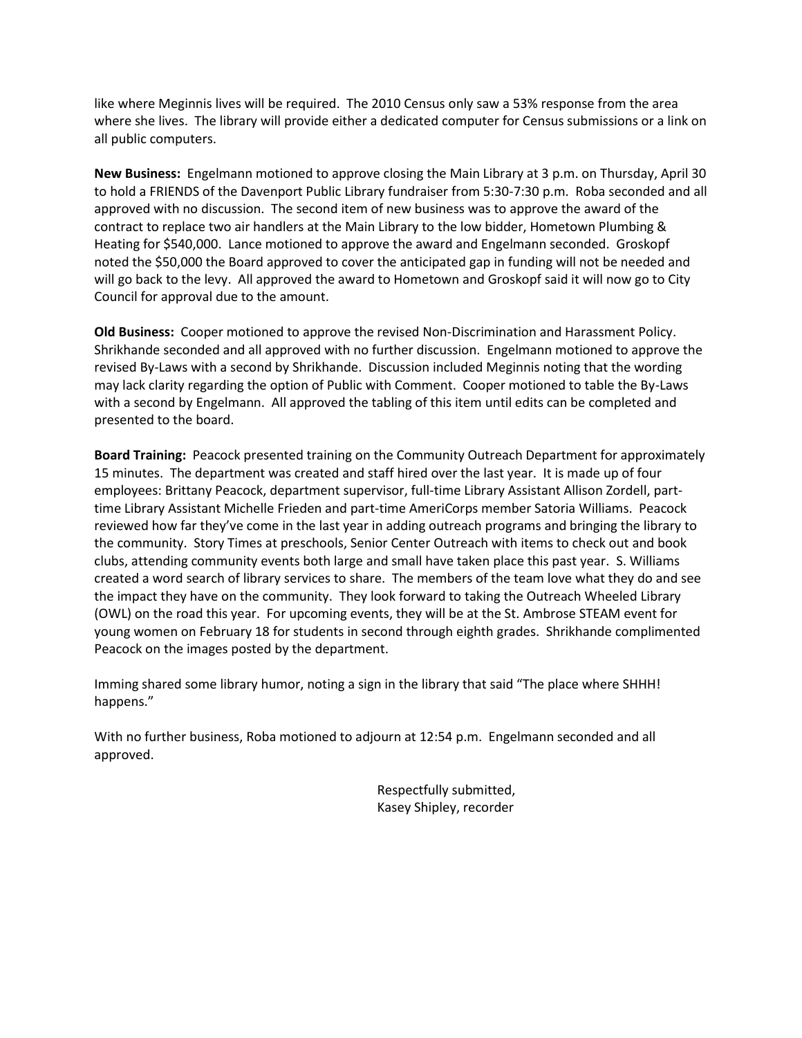like where Meginnis lives will be required. The 2010 Census only saw a 53% response from the area where she lives. The library will provide either a dedicated computer for Census submissions or a link on all public computers.

**New Business:** Engelmann motioned to approve closing the Main Library at 3 p.m. on Thursday, April 30 to hold a FRIENDS of the Davenport Public Library fundraiser from 5:30-7:30 p.m. Roba seconded and all approved with no discussion. The second item of new business was to approve the award of the contract to replace two air handlers at the Main Library to the low bidder, Hometown Plumbing & Heating for $540,000. Lance motioned to approve the award and Engelmann seconded. Groskopf noted the $50,000 the Board approved to cover the anticipated gap in funding will not be needed and will go back to the levy. All approved the award to Hometown and Groskopf said it will now go to City Council for approval due to the amount.

**Old Business:** Cooper motioned to approve the revised Non-Discrimination and Harassment Policy. Shrikhande seconded and all approved with no further discussion. Engelmann motioned to approve the revised By-Laws with a second by Shrikhande. Discussion included Meginnis noting that the wording may lack clarity regarding the option of Public with Comment. Cooper motioned to table the By-Laws with a second by Engelmann. All approved the tabling of this item until edits can be completed and presented to the board.

**Board Training:** Peacock presented training on the Community Outreach Department for approximately 15 minutes. The department was created and staff hired over the last year. It is made up of four employees: Brittany Peacock, department supervisor, full-time Library Assistant Allison Zordell, part-time Library Assistant Michelle Frieden and part-time AmeriCorps member Satoria Williams. Peacock reviewed how far they've come in the last year in adding outreach programs and bringing the library to the community. Story Times at preschools, Senior Center Outreach with items to check out and book clubs, attending community events both large and small have taken place this past year. S. Williams created a word search of library services to share. The members of the team love what they do and see the impact they have on the community. They look forward to taking the Outreach Wheeled Library (OWL) on the road this year. For upcoming events, they will be at the St. Ambrose STEAM event for young women on February 18 for students in second through eighth grades. Shrikhande complimented Peacock on the images posted by the department.

Imming shared some library humor, noting a sign in the library that said "The place where SHHH! happens."

With no further business, Roba motioned to adjourn at 12:54 p.m. Engelmann seconded and all approved.

Respectfully submitted,  
Kasey Shipley, recorder